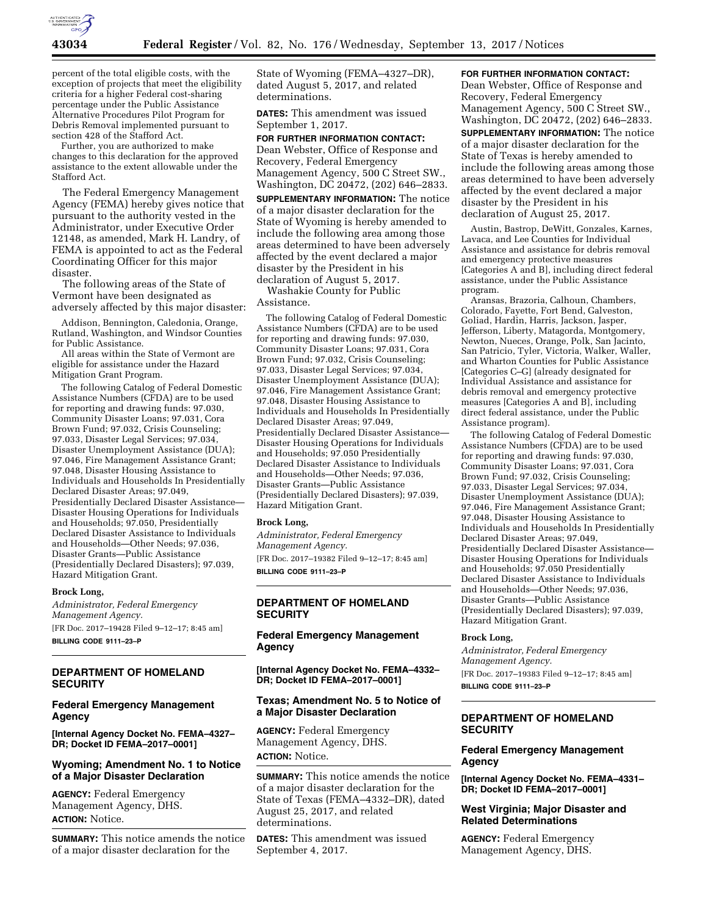percent of the total eligible costs, with the exception of projects that meet the eligibility criteria for a higher Federal cost-sharing percentage under the Public Assistance Alternative Procedures Pilot Program for Debris Removal implemented pursuant to section 428 of the Stafford Act.

Further, you are authorized to make changes to this declaration for the approved assistance to the extent allowable under the Stafford Act.

The Federal Emergency Management Agency (FEMA) hereby gives notice that pursuant to the authority vested in the Administrator, under Executive Order 12148, as amended, Mark H. Landry, of FEMA is appointed to act as the Federal Coordinating Officer for this major disaster.

The following areas of the State of Vermont have been designated as adversely affected by this major disaster:

Addison, Bennington, Caledonia, Orange, Rutland, Washington, and Windsor Counties for Public Assistance.

All areas within the State of Vermont are eligible for assistance under the Hazard Mitigation Grant Program.

The following Catalog of Federal Domestic Assistance Numbers (CFDA) are to be used for reporting and drawing funds: 97.030, Community Disaster Loans; 97.031, Cora Brown Fund; 97.032, Crisis Counseling; 97.033, Disaster Legal Services; 97.034, Disaster Unemployment Assistance (DUA); 97.046, Fire Management Assistance Grant; 97.048, Disaster Housing Assistance to Individuals and Households In Presidentially Declared Disaster Areas; 97.049, Presidentially Declared Disaster Assistance—Disaster Housing Operations for Individuals and Households; 97.050, Presidentially Declared Disaster Assistance to Individuals and Households—Other Needs; 97.036, Disaster Grants—Public Assistance (Presidentially Declared Disasters); 97.039, Hazard Mitigation Grant.

**Brock Long,**

*Administrator, Federal Emergency Management Agency.*

[FR Doc. 2017–19428 Filed 9–12–17; 8:45 am]

**BILLING CODE 9111–23–P**

## DEPARTMENT OF HOMELAND SECURITY

### Federal Emergency Management Agency

**[Internal Agency Docket No. FEMA–4327–DR; Docket ID FEMA–2017–0001]**

### Wyoming; Amendment No. 1 to Notice of a Major Disaster Declaration

**AGENCY:** Federal Emergency Management Agency, DHS.

**ACTION:** Notice.

**SUMMARY:** This notice amends the notice of a major disaster declaration for the State of Wyoming (FEMA–4327–DR), dated August 5, 2017, and related determinations.

**DATES:** This amendment was issued September 1, 2017.

**FOR FURTHER INFORMATION CONTACT:** Dean Webster, Office of Response and Recovery, Federal Emergency Management Agency, 500 C Street SW., Washington, DC 20472, (202) 646–2833.

**SUPPLEMENTARY INFORMATION:** The notice of a major disaster declaration for the State of Wyoming is hereby amended to include the following area among those areas determined to have been adversely affected by the event declared a major disaster by the President in his declaration of August 5, 2017.

Washakie County for Public Assistance.

The following Catalog of Federal Domestic Assistance Numbers (CFDA) are to be used for reporting and drawing funds: 97.030, Community Disaster Loans; 97.031, Cora Brown Fund; 97.032, Crisis Counseling; 97.033, Disaster Legal Services; 97.034, Disaster Unemployment Assistance (DUA); 97.046, Fire Management Assistance Grant; 97.048, Disaster Housing Assistance to Individuals and Households In Presidentially Declared Disaster Areas; 97.049, Presidentially Declared Disaster Assistance—Disaster Housing Operations for Individuals and Households; 97.050 Presidentially Declared Disaster Assistance to Individuals and Households—Other Needs; 97.036, Disaster Grants—Public Assistance (Presidentially Declared Disasters); 97.039, Hazard Mitigation Grant.

**Brock Long,**

*Administrator, Federal Emergency Management Agency.*

[FR Doc. 2017–19382 Filed 9–12–17; 8:45 am]

**BILLING CODE 9111–23–P**

## DEPARTMENT OF HOMELAND SECURITY

### Federal Emergency Management Agency

**[Internal Agency Docket No. FEMA–4332–DR; Docket ID FEMA–2017–0001]**

### Texas; Amendment No. 5 to Notice of a Major Disaster Declaration

**AGENCY:** Federal Emergency Management Agency, DHS.

**ACTION:** Notice.

**SUMMARY:** This notice amends the notice of a major disaster declaration for the State of Texas (FEMA–4332–DR), dated August 25, 2017, and related determinations.

**DATES:** This amendment was issued September 4, 2017.

**FOR FURTHER INFORMATION CONTACT:** Dean Webster, Office of Response and Recovery, Federal Emergency Management Agency, 500 C Street SW., Washington, DC 20472, (202) 646–2833.

**SUPPLEMENTARY INFORMATION:** The notice of a major disaster declaration for the State of Texas is hereby amended to include the following areas among those areas determined to have been adversely affected by the event declared a major disaster by the President in his declaration of August 25, 2017.

Austin, Bastrop, DeWitt, Gonzales, Karnes, Lavaca, and Lee Counties for Individual Assistance and assistance for debris removal and emergency protective measures [Categories A and B], including direct federal assistance, under the Public Assistance program.

Aransas, Brazoria, Calhoun, Chambers, Colorado, Fayette, Fort Bend, Galveston, Goliad, Hardin, Harris, Jackson, Jasper, Jefferson, Liberty, Matagorda, Montgomery, Newton, Nueces, Orange, Polk, San Jacinto, San Patricio, Tyler, Victoria, Walker, Waller, and Wharton Counties for Public Assistance [Categories C–G] (already designated for Individual Assistance and assistance for debris removal and emergency protective measures [Categories A and B], including direct federal assistance, under the Public Assistance program).

The following Catalog of Federal Domestic Assistance Numbers (CFDA) are to be used for reporting and drawing funds: 97.030, Community Disaster Loans; 97.031, Cora Brown Fund; 97.032, Crisis Counseling; 97.033, Disaster Legal Services; 97.034, Disaster Unemployment Assistance (DUA); 97.046, Fire Management Assistance Grant; 97.048, Disaster Housing Assistance to Individuals and Households In Presidentially Declared Disaster Areas; 97.049, Presidentially Declared Disaster Assistance—Disaster Housing Operations for Individuals and Households; 97.050 Presidentially Declared Disaster Assistance to Individuals and Households—Other Needs; 97.036, Disaster Grants—Public Assistance (Presidentially Declared Disasters); 97.039, Hazard Mitigation Grant.

**Brock Long,**

*Administrator, Federal Emergency Management Agency.*

[FR Doc. 2017–19383 Filed 9–12–17; 8:45 am]

**BILLING CODE 9111–23–P**

## DEPARTMENT OF HOMELAND SECURITY

### Federal Emergency Management Agency

**[Internal Agency Docket No. FEMA–4331–DR; Docket ID FEMA–2017–0001]**

### West Virginia; Major Disaster and Related Determinations

**AGENCY:** Federal Emergency Management Agency, DHS.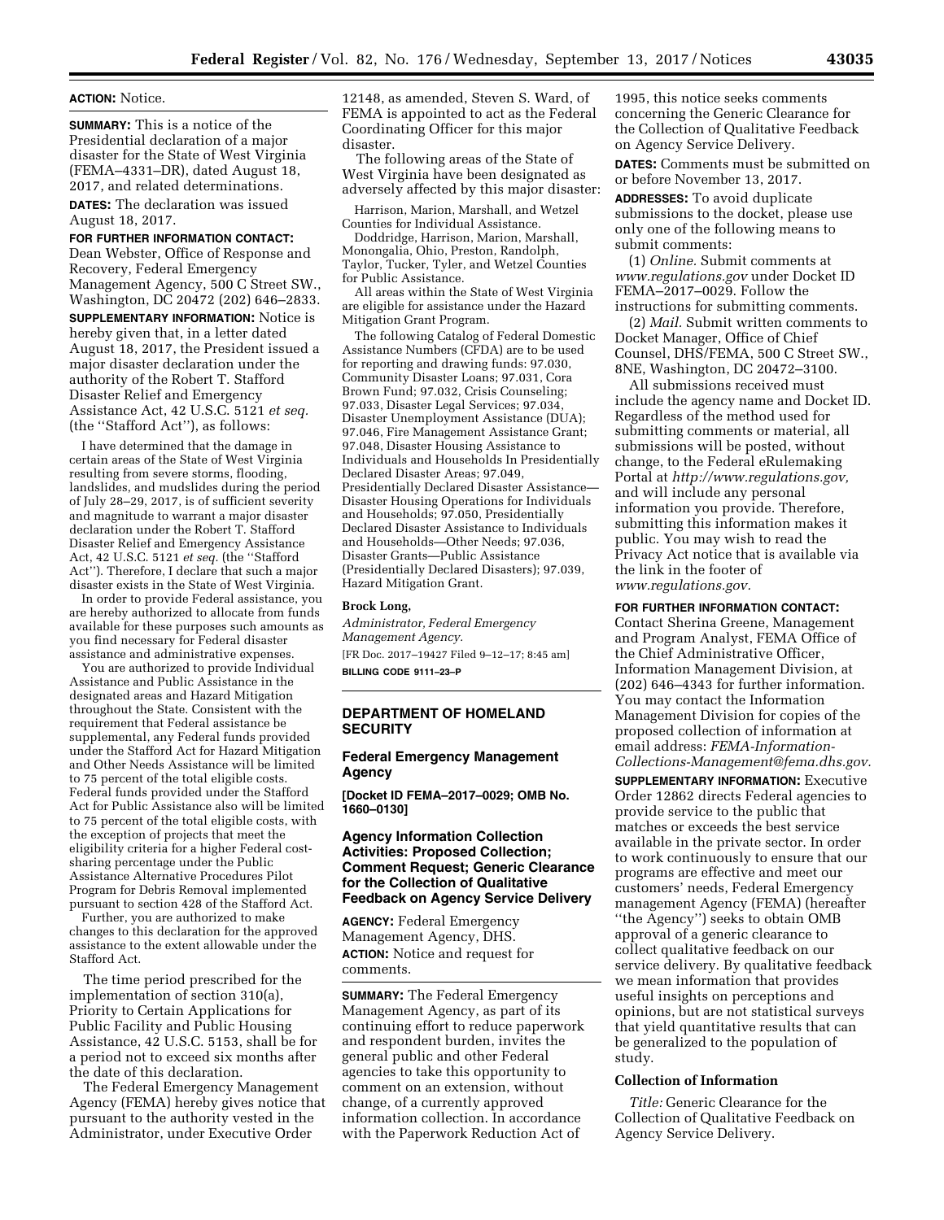**ACTION:** Notice.

**SUMMARY:** This is a notice of the Presidential declaration of a major disaster for the State of West Virginia (FEMA–4331–DR), dated August 18, 2017, and related determinations.

**DATES:** The declaration was issued August 18, 2017.

**FOR FURTHER INFORMATION CONTACT:** Dean Webster, Office of Response and Recovery, Federal Emergency Management Agency, 500 C Street SW., Washington, DC 20472 (202) 646–2833.

**SUPPLEMENTARY INFORMATION:** Notice is hereby given that, in a letter dated August 18, 2017, the President issued a major disaster declaration under the authority of the Robert T. Stafford Disaster Relief and Emergency Assistance Act, 42 U.S.C. 5121 *et seq.* (the ''Stafford Act''), as follows:

I have determined that the damage in certain areas of the State of West Virginia resulting from severe storms, flooding, landslides, and mudslides during the period of July 28–29, 2017, is of sufficient severity and magnitude to warrant a major disaster declaration under the Robert T. Stafford Disaster Relief and Emergency Assistance Act, 42 U.S.C. 5121 *et seq.* (the ''Stafford Act''). Therefore, I declare that such a major disaster exists in the State of West Virginia.

In order to provide Federal assistance, you are hereby authorized to allocate from funds available for these purposes such amounts as you find necessary for Federal disaster assistance and administrative expenses.

You are authorized to provide Individual Assistance and Public Assistance in the designated areas and Hazard Mitigation throughout the State. Consistent with the requirement that Federal assistance be supplemental, any Federal funds provided under the Stafford Act for Hazard Mitigation and Other Needs Assistance will be limited to 75 percent of the total eligible costs. Federal funds provided under the Stafford Act for Public Assistance also will be limited to 75 percent of the total eligible costs, with the exception of projects that meet the eligibility criteria for a higher Federal cost-sharing percentage under the Public Assistance Alternative Procedures Pilot Program for Debris Removal implemented pursuant to section 428 of the Stafford Act.

Further, you are authorized to make changes to this declaration for the approved assistance to the extent allowable under the Stafford Act.

The time period prescribed for the implementation of section 310(a), Priority to Certain Applications for Public Facility and Public Housing Assistance, 42 U.S.C. 5153, shall be for a period not to exceed six months after the date of this declaration.

The Federal Emergency Management Agency (FEMA) hereby gives notice that pursuant to the authority vested in the Administrator, under Executive Order 12148, as amended, Steven S. Ward, of FEMA is appointed to act as the Federal Coordinating Officer for this major disaster.

The following areas of the State of West Virginia have been designated as adversely affected by this major disaster:

Harrison, Marion, Marshall, and Wetzel Counties for Individual Assistance.

Doddridge, Harrison, Marion, Marshall, Monongalia, Ohio, Preston, Randolph, Taylor, Tucker, Tyler, and Wetzel Counties for Public Assistance.

All areas within the State of West Virginia are eligible for assistance under the Hazard Mitigation Grant Program.

The following Catalog of Federal Domestic Assistance Numbers (CFDA) are to be used for reporting and drawing funds: 97.030, Community Disaster Loans; 97.031, Cora Brown Fund; 97.032, Crisis Counseling; 97.033, Disaster Legal Services; 97.034, Disaster Unemployment Assistance (DUA); 97.046, Fire Management Assistance Grant; 97.048, Disaster Housing Assistance to Individuals and Households In Presidentially Declared Disaster Areas; 97.049, Presidentially Declared Disaster Assistance— Disaster Housing Operations for Individuals and Households; 97.050, Presidentially Declared Disaster Assistance to Individuals and Households—Other Needs; 97.036, Disaster Grants—Public Assistance (Presidentially Declared Disasters); 97.039, Hazard Mitigation Grant.

**Brock Long,**

*Administrator, Federal Emergency Management Agency.*

[FR Doc. 2017–19427 Filed 9–12–17; 8:45 am]

**BILLING CODE 9111–23–P**

## DEPARTMENT OF HOMELAND SECURITY

### Federal Emergency Management Agency

**[Docket ID FEMA–2017–0029; OMB No. 1660–0130]**

### Agency Information Collection Activities: Proposed Collection; Comment Request; Generic Clearance for the Collection of Qualitative Feedback on Agency Service Delivery

**AGENCY:** Federal Emergency Management Agency, DHS.

**ACTION:** Notice and request for comments.

**SUMMARY:** The Federal Emergency Management Agency, as part of its continuing effort to reduce paperwork and respondent burden, invites the general public and other Federal agencies to take this opportunity to comment on an extension, without change, of a currently approved information collection. In accordance with the Paperwork Reduction Act of 1995, this notice seeks comments concerning the Generic Clearance for the Collection of Qualitative Feedback on Agency Service Delivery.

**DATES:** Comments must be submitted on or before November 13, 2017.

**ADDRESSES:** To avoid duplicate submissions to the docket, please use only one of the following means to submit comments:

(1) *Online.* Submit comments at *www.regulations.gov* under Docket ID FEMA–2017–0029. Follow the instructions for submitting comments.

(2) *Mail.* Submit written comments to Docket Manager, Office of Chief Counsel, DHS/FEMA, 500 C Street SW., 8NE, Washington, DC 20472–3100.

All submissions received must include the agency name and Docket ID. Regardless of the method used for submitting comments or material, all submissions will be posted, without change, to the Federal eRulemaking Portal at *http://www.regulations.gov,* and will include any personal information you provide. Therefore, submitting this information makes it public. You may wish to read the Privacy Act notice that is available via the link in the footer of *www.regulations.gov.*

**FOR FURTHER INFORMATION CONTACT:** Contact Sherina Greene, Management and Program Analyst, FEMA Office of the Chief Administrative Officer, Information Management Division, at (202) 646–4343 for further information. You may contact the Information Management Division for copies of the proposed collection of information at email address: *FEMA-Information-Collections-Management@fema.dhs.gov.*

**SUPPLEMENTARY INFORMATION:** Executive Order 12862 directs Federal agencies to provide service to the public that matches or exceeds the best service available in the private sector. In order to work continuously to ensure that our programs are effective and meet our customers' needs, Federal Emergency management Agency (FEMA) (hereafter ''the Agency'') seeks to obtain OMB approval of a generic clearance to collect qualitative feedback on our service delivery. By qualitative feedback we mean information that provides useful insights on perceptions and opinions, but are not statistical surveys that yield quantitative results that can be generalized to the population of study.

**Collection of Information**

*Title:* Generic Clearance for the Collection of Qualitative Feedback on Agency Service Delivery.